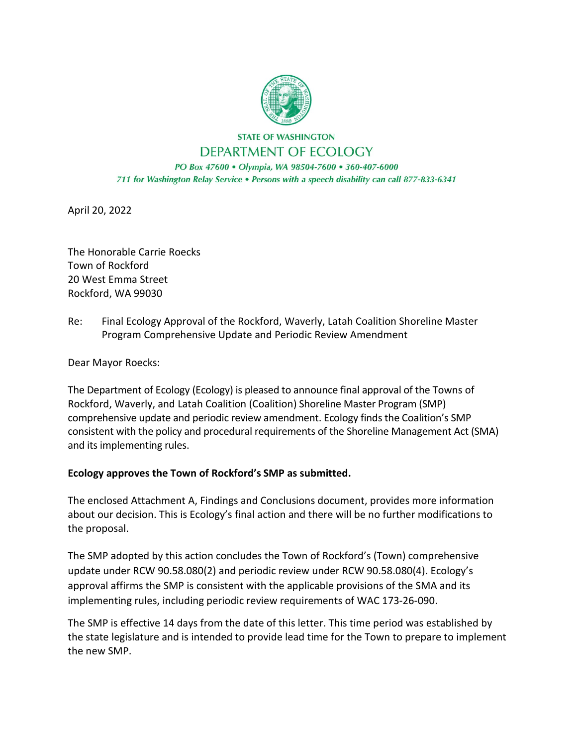STATE OF WASHINGTON

DEPARTMENT OF ECOLOGY

*PO Box 47600 • Olympia, WA 98504-7600 • 360-407-6000*

*711 for Washington Relay Service • Persons with a speech disability can call 877-833-6341*

April 20, 2022

The Honorable Carrie Roecks
Town of Rockford
20 West Emma Street
Rockford, WA 99030

Re: Final Ecology Approval of the Rockford, Waverly, Latah Coalition Shoreline Master Program Comprehensive Update and Periodic Review Amendment

Dear Mayor Roecks:

The Department of Ecology (Ecology) is pleased to announce final approval of the Towns of Rockford, Waverly, and Latah Coalition (Coalition) Shoreline Master Program (SMP) comprehensive update and periodic review amendment. Ecology finds the Coalition's SMP consistent with the policy and procedural requirements of the Shoreline Management Act (SMA) and its implementing rules.

**Ecology approves the Town of Rockford's SMP as submitted.**

The enclosed Attachment A, Findings and Conclusions document, provides more information about our decision. This is Ecology's final action and there will be no further modifications to the proposal.

The SMP adopted by this action concludes the Town of Rockford's (Town) comprehensive update under RCW 90.58.080(2) and periodic review under RCW 90.58.080(4). Ecology's approval affirms the SMP is consistent with the applicable provisions of the SMA and its implementing rules, including periodic review requirements of WAC 173-26-090.

The SMP is effective 14 days from the date of this letter. This time period was established by the state legislature and is intended to provide lead time for the Town to prepare to implement the new SMP.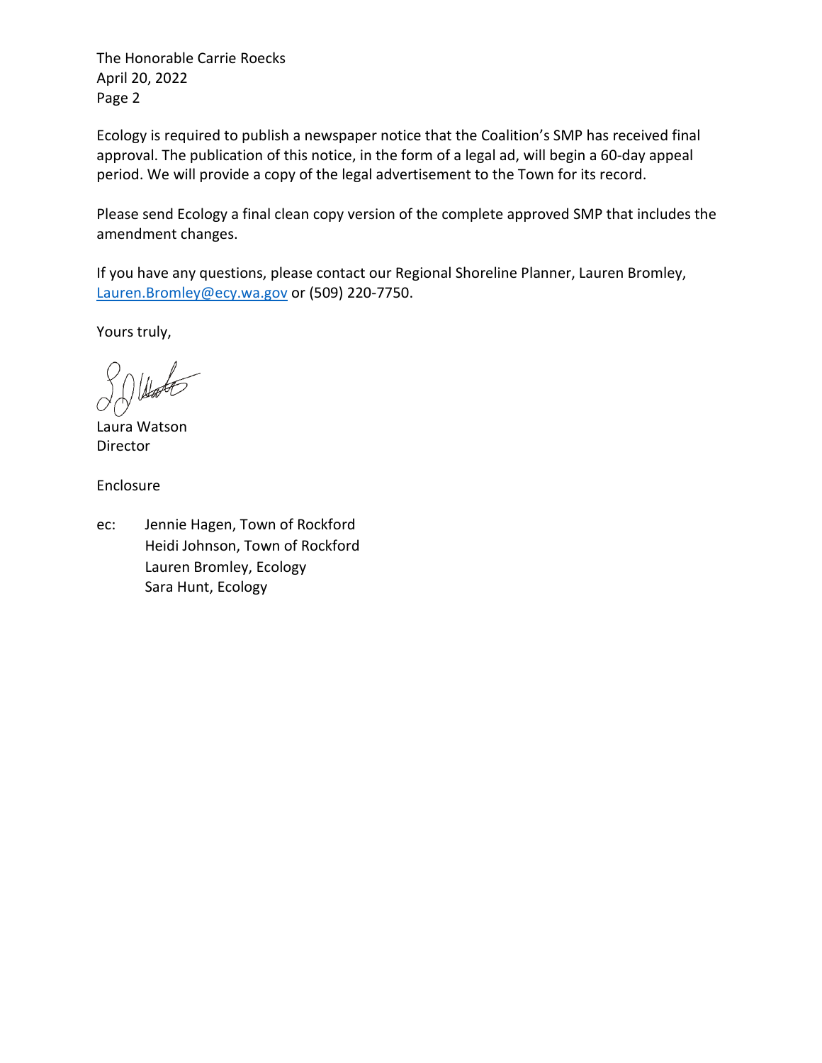Ecology is required to publish a newspaper notice that the Coalition's SMP has received final approval. The publication of this notice, in the form of a legal ad, will begin a 60-day appeal period. We will provide a copy of the legal advertisement to the Town for its record.

Please send Ecology a final clean copy version of the complete approved SMP that includes the amendment changes.

If you have any questions, please contact our Regional Shoreline Planner, Lauren Bromley, Lauren.Bromley@ecy.wa.gov or (509) 220-7750.

Yours truly,

Laura Watson
Director

Enclosure

ec: Jennie Hagen, Town of Rockford
Heidi Johnson, Town of Rockford
Lauren Bromley, Ecology
Sara Hunt, Ecology